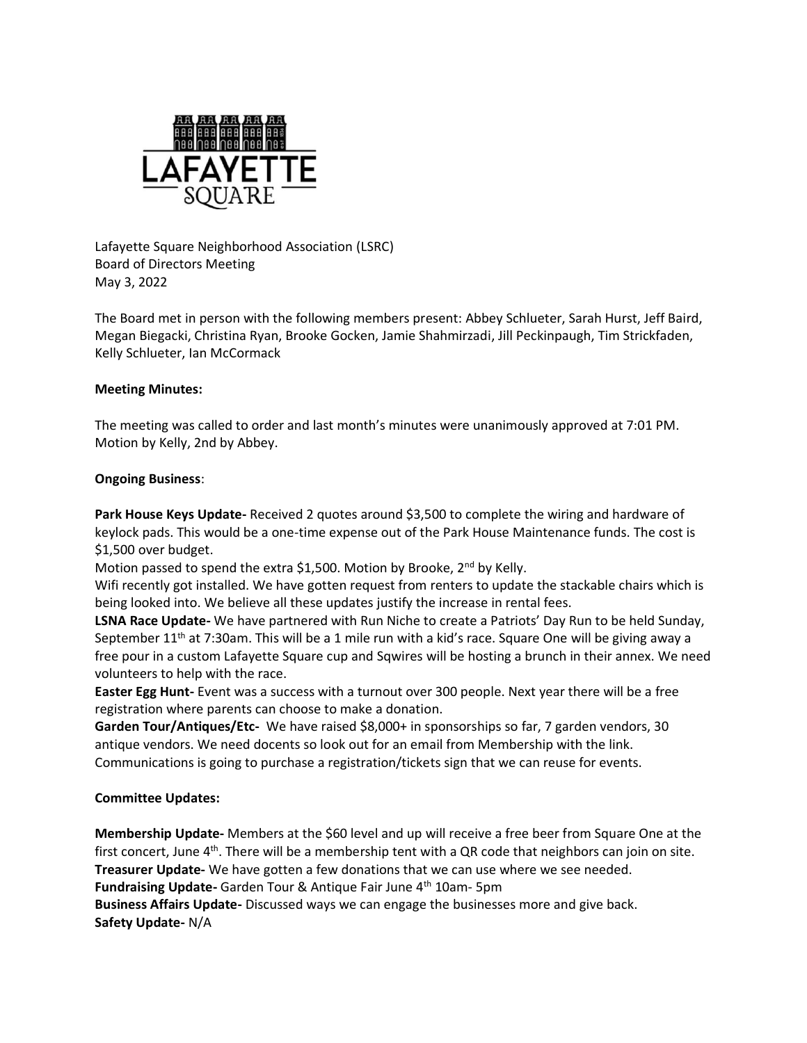Lafayette Square Neighborhood Association (LSRC)
Board of Directors Meeting
May 3, 2022

The Board met in person with the following members present: Abbey Schlueter, Sarah Hurst, Jeff Baird, Megan Biegacki, Christina Ryan, Brooke Gocken, Jamie Shahmirzadi, Jill Peckinpaugh, Tim Strickfaden, Kelly Schlueter, Ian McCormack

**Meeting Minutes:**

The meeting was called to order and last month's minutes were unanimously approved at 7:01 PM. Motion by Kelly, 2nd by Abbey.

**Ongoing Business**:

**Park House Keys Update-** Received 2 quotes around $3,500 to complete the wiring and hardware of keylock pads. This would be a one-time expense out of the Park House Maintenance funds. The cost is $1,500 over budget.
Motion passed to spend the extra $1,500. Motion by Brooke, 2nd by Kelly.
Wifi recently got installed. We have gotten request from renters to update the stackable chairs which is being looked into. We believe all these updates justify the increase in rental fees.
**LSNA Race Update-** We have partnered with Run Niche to create a Patriots' Day Run to be held Sunday, September 11th at 7:30am. This will be a 1 mile run with a kid's race. Square One will be giving away a free pour in a custom Lafayette Square cup and Sqwires will be hosting a brunch in their annex. We need volunteers to help with the race.
**Easter Egg Hunt-** Event was a success with a turnout over 300 people. Next year there will be a free registration where parents can choose to make a donation.
**Garden Tour/Antiques/Etc-** We have raised $8,000+ in sponsorships so far, 7 garden vendors, 30 antique vendors. We need docents so look out for an email from Membership with the link. Communications is going to purchase a registration/tickets sign that we can reuse for events.

**Committee Updates:**

**Membership Update-** Members at the $60 level and up will receive a free beer from Square One at the first concert, June 4th. There will be a membership tent with a QR code that neighbors can join on site.
**Treasurer Update-** We have gotten a few donations that we can use where we see needed.
**Fundraising Update-** Garden Tour & Antique Fair June 4th 10am- 5pm
**Business Affairs Update-** Discussed ways we can engage the businesses more and give back.
**Safety Update-** N/A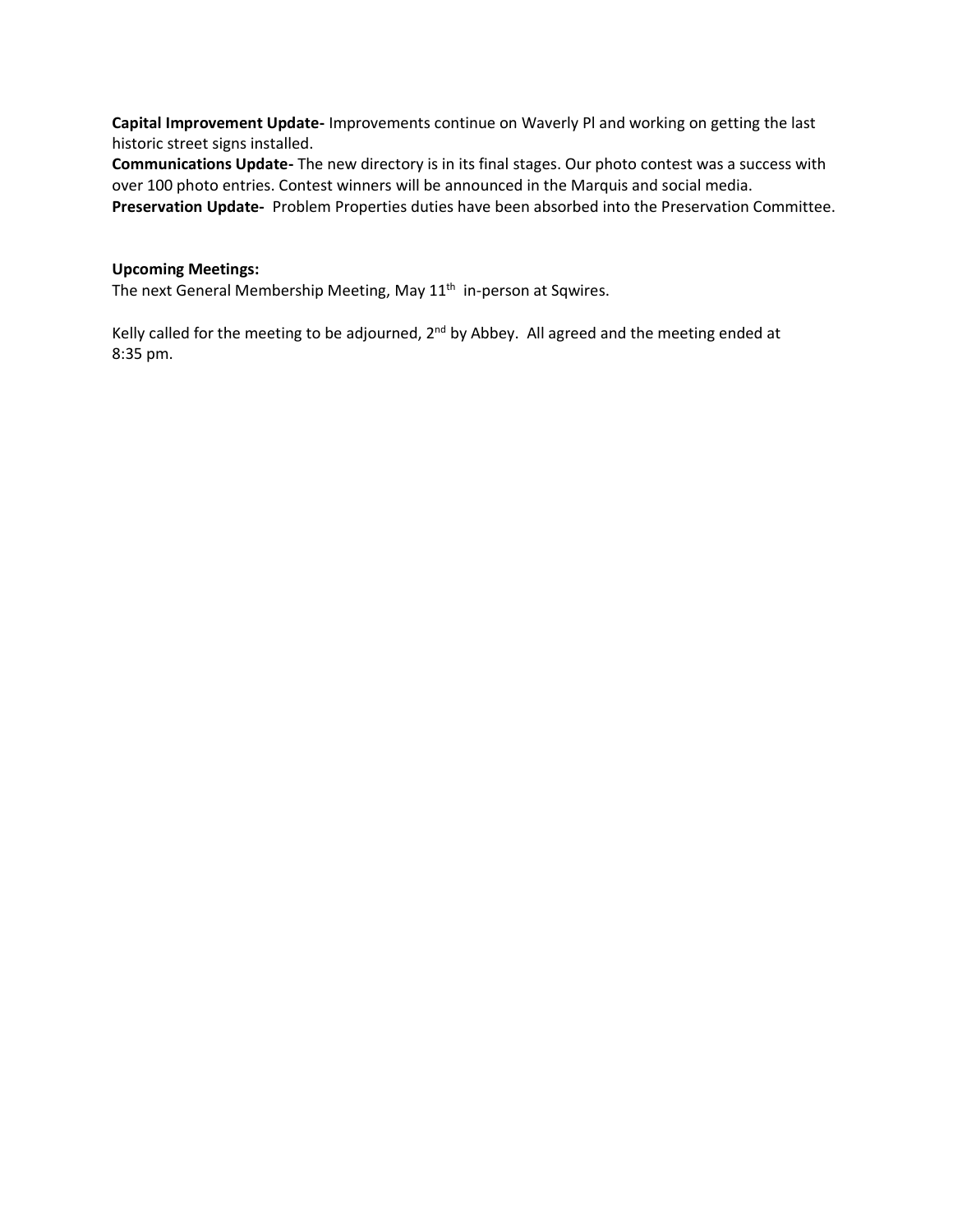**Capital Improvement Update-** Improvements continue on Waverly Pl and working on getting the last historic street signs installed.
**Communications Update-** The new directory is in its final stages. Our photo contest was a success with over 100 photo entries. Contest winners will be announced in the Marquis and social media.
**Preservation Update-** Problem Properties duties have been absorbed into the Preservation Committee.

**Upcoming Meetings:**
The next General Membership Meeting, May 11th in-person at Sqwires.

Kelly called for the meeting to be adjourned, 2nd by Abbey. All agreed and the meeting ended at 8:35 pm.